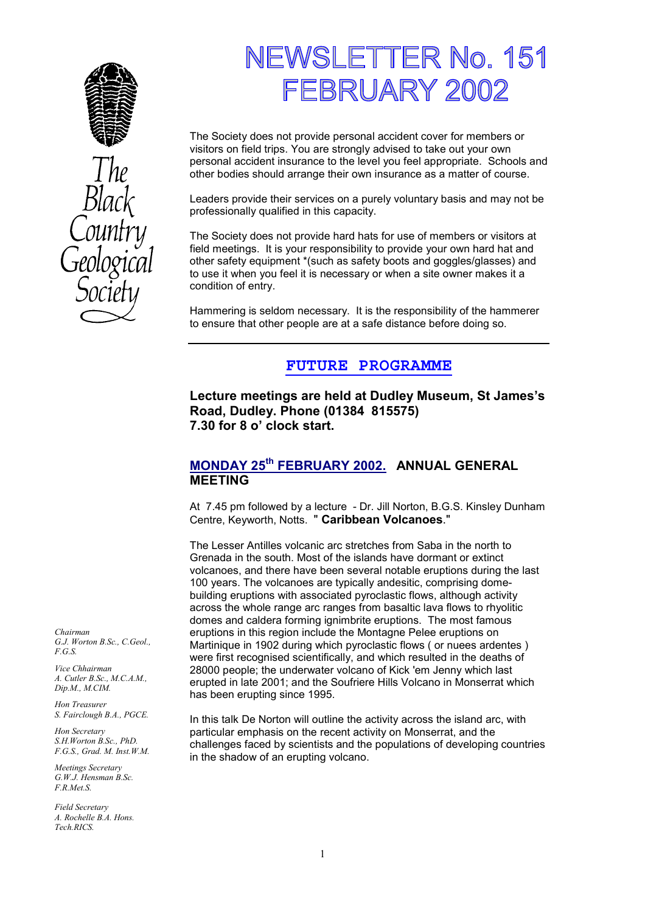# NEWSLETTER No. 151
# FEBRUARY 2002

The Black Country Geological Society

The Society does not provide personal accident cover for members or visitors on field trips. You are strongly advised to take out your own personal accident insurance to the level you feel appropriate. Schools and other bodies should arrange their own insurance as a matter of course.

Leaders provide their services on a purely voluntary basis and may not be professionally qualified in this capacity.

The Society does not provide hard hats for use of members or visitors at field meetings. It is your responsibility to provide your own hard hat and other safety equipment *(such as safety boots and goggles/glasses) and to use it when you feel it is necessary or when a site owner makes it a condition of entry.

Hammering is seldom necessary. It is the responsibility of the hammerer to ensure that other people are at a safe distance before doing so.

---

## FUTURE PROGRAMME

**Lecture meetings are held at Dudley Museum, St James's Road, Dudley. Phone (01384 815575)**
**7.30 for 8 o' clock start.**

### MONDAY 25th FEBRUARY 2002. ANNUAL GENERAL MEETING

At 7.45 pm followed by a lecture - Dr. Jill Norton, B.G.S. Kinsley Dunham Centre, Keyworth, Notts. " **Caribbean Volcanoes**."

The Lesser Antilles volcanic arc stretches from Saba in the north to Grenada in the south. Most of the islands have dormant or extinct volcanoes, and there have been several notable eruptions during the last 100 years. The volcanoes are typically andesitic, comprising dome-building eruptions with associated pyroclastic flows, although activity across the whole range arc ranges from basaltic lava flows to rhyolitic domes and caldera forming ignimbrite eruptions. The most famous eruptions in this region include the Montagne Pelee eruptions on Martinique in 1902 during which pyroclastic flows ( or nuees ardentes ) were first recognised scientifically, and which resulted in the deaths of 28000 people; the underwater volcano of Kick 'em Jenny which last erupted in late 2001; and the Soufriere Hills Volcano in Monserrat which has been erupting since 1995.

In this talk De Norton will outline the activity across the island arc, with particular emphasis on the recent activity on Monserrat, and the challenges faced by scientists and the populations of developing countries in the shadow of an erupting volcano.

*Chairman*
*G.J. Worton B.Sc., C.Geol., F.G.S.*

*Vice Chhairman*
*A. Cutler B.Sc., M.C.A.M., Dip.M., M.CIM.*

*Hon Treasurer*
*S. Fairclough B.A., PGCE.*

*Hon Secretary*
*S.H.Worton B.Sc., PhD. F.G.S., Grad. M. Inst.W.M.*

*Meetings Secretary*
*G.W.J. Hensman B.Sc. F.R.Met.S.*

*Field Secretary*
*A. Rochelle B.A. Hons. Tech.RICS.*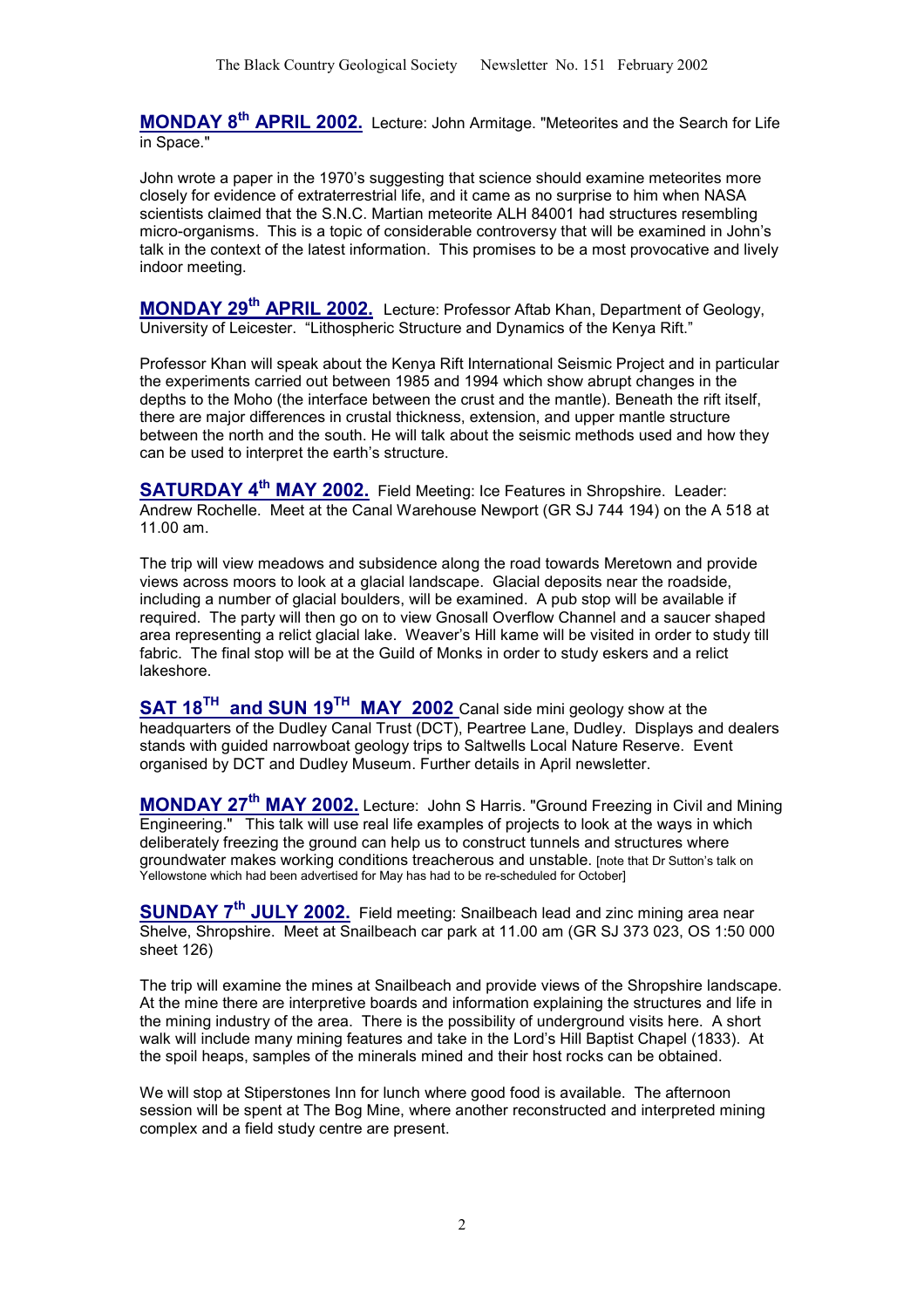**MONDAY 8th APRIL 2002.** Lecture: John Armitage. "Meteorites and the Search for Life in Space."

John wrote a paper in the 1970's suggesting that science should examine meteorites more closely for evidence of extraterrestrial life, and it came as no surprise to him when NASA scientists claimed that the S.N.C. Martian meteorite ALH 84001 had structures resembling micro-organisms. This is a topic of considerable controversy that will be examined in John's talk in the context of the latest information. This promises to be a most provocative and lively indoor meeting.

**MONDAY 29th APRIL 2002.** Lecture: Professor Aftab Khan, Department of Geology, University of Leicester. "Lithospheric Structure and Dynamics of the Kenya Rift."

Professor Khan will speak about the Kenya Rift International Seismic Project and in particular the experiments carried out between 1985 and 1994 which show abrupt changes in the depths to the Moho (the interface between the crust and the mantle). Beneath the rift itself, there are major differences in crustal thickness, extension, and upper mantle structure between the north and the south. He will talk about the seismic methods used and how they can be used to interpret the earth's structure.

**SATURDAY 4th MAY 2002.** Field Meeting: Ice Features in Shropshire. Leader: Andrew Rochelle. Meet at the Canal Warehouse Newport (GR SJ 744 194) on the A 518 at 11.00 am.

The trip will view meadows and subsidence along the road towards Meretown and provide views across moors to look at a glacial landscape. Glacial deposits near the roadside, including a number of glacial boulders, will be examined. A pub stop will be available if required. The party will then go on to view Gnosall Overflow Channel and a saucer shaped area representing a relict glacial lake. Weaver's Hill kame will be visited in order to study till fabric. The final stop will be at the Guild of Monks in order to study eskers and a relict lakeshore.

**SAT 18TH and SUN 19TH MAY 2002** Canal side mini geology show at the headquarters of the Dudley Canal Trust (DCT), Peartree Lane, Dudley. Displays and dealers stands with guided narrowboat geology trips to Saltwells Local Nature Reserve. Event organised by DCT and Dudley Museum. Further details in April newsletter.

**MONDAY 27th MAY 2002.** Lecture: John S Harris. "Ground Freezing in Civil and Mining Engineering." This talk will use real life examples of projects to look at the ways in which deliberately freezing the ground can help us to construct tunnels and structures where groundwater makes working conditions treacherous and unstable. [note that Dr Sutton's talk on Yellowstone which had been advertised for May has had to be re-scheduled for October]

**SUNDAY 7th JULY 2002.** Field meeting: Snailbeach lead and zinc mining area near Shelve, Shropshire. Meet at Snailbeach car park at 11.00 am (GR SJ 373 023, OS 1:50 000 sheet 126)

The trip will examine the mines at Snailbeach and provide views of the Shropshire landscape. At the mine there are interpretive boards and information explaining the structures and life in the mining industry of the area. There is the possibility of underground visits here. A short walk will include many mining features and take in the Lord's Hill Baptist Chapel (1833). At the spoil heaps, samples of the minerals mined and their host rocks can be obtained.

We will stop at Stiperstones Inn for lunch where good food is available. The afternoon session will be spent at The Bog Mine, where another reconstructed and interpreted mining complex and a field study centre are present.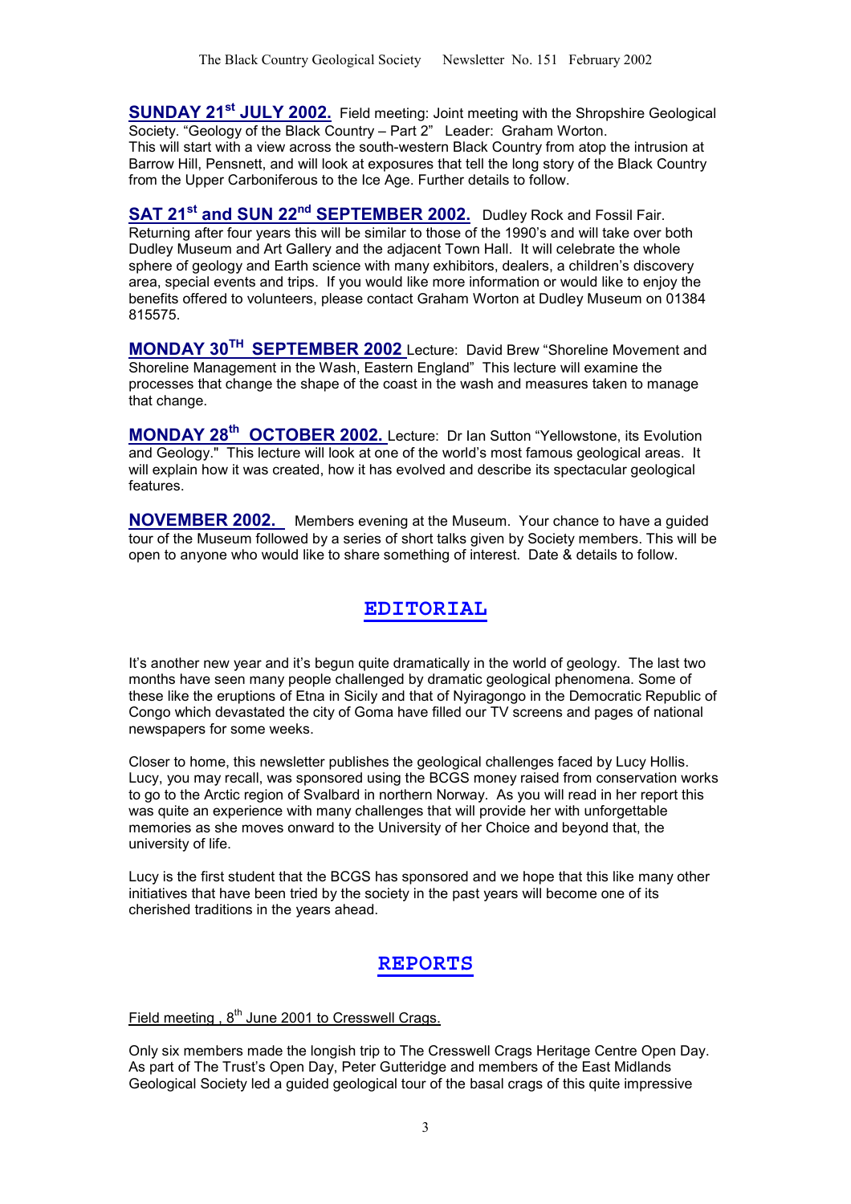**SUNDAY 21st JULY 2002.** Field meeting: Joint meeting with the Shropshire Geological Society. "Geology of the Black Country – Part 2" Leader: Graham Worton. This will start with a view across the south-western Black Country from atop the intrusion at Barrow Hill, Pensnett, and will look at exposures that tell the long story of the Black Country from the Upper Carboniferous to the Ice Age. Further details to follow.

**SAT 21st and SUN 22nd SEPTEMBER 2002.** Dudley Rock and Fossil Fair. Returning after four years this will be similar to those of the 1990's and will take over both Dudley Museum and Art Gallery and the adjacent Town Hall. It will celebrate the whole sphere of geology and Earth science with many exhibitors, dealers, a children's discovery area, special events and trips. If you would like more information or would like to enjoy the benefits offered to volunteers, please contact Graham Worton at Dudley Museum on 01384 815575.

**MONDAY 30TH SEPTEMBER 2002** Lecture: David Brew "Shoreline Movement and Shoreline Management in the Wash, Eastern England" This lecture will examine the processes that change the shape of the coast in the wash and measures taken to manage that change.

**MONDAY 28th OCTOBER 2002.** Lecture: Dr Ian Sutton "Yellowstone, its Evolution and Geology." This lecture will look at one of the world's most famous geological areas. It will explain how it was created, how it has evolved and describe its spectacular geological features.

**NOVEMBER 2002.** Members evening at the Museum. Your chance to have a guided tour of the Museum followed by a series of short talks given by Society members. This will be open to anyone who would like to share something of interest. Date & details to follow.

## EDITORIAL

It's another new year and it's begun quite dramatically in the world of geology. The last two months have seen many people challenged by dramatic geological phenomena. Some of these like the eruptions of Etna in Sicily and that of Nyiragongo in the Democratic Republic of Congo which devastated the city of Goma have filled our TV screens and pages of national newspapers for some weeks.

Closer to home, this newsletter publishes the geological challenges faced by Lucy Hollis. Lucy, you may recall, was sponsored using the BCGS money raised from conservation works to go to the Arctic region of Svalbard in northern Norway. As you will read in her report this was quite an experience with many challenges that will provide her with unforgettable memories as she moves onward to the University of her Choice and beyond that, the university of life.

Lucy is the first student that the BCGS has sponsored and we hope that this like many other initiatives that have been tried by the society in the past years will become one of its cherished traditions in the years ahead.

## REPORTS

Field meeting , 8th June 2001 to Cresswell Crags.

Only six members made the longish trip to The Cresswell Crags Heritage Centre Open Day. As part of The Trust's Open Day, Peter Gutteridge and members of the East Midlands Geological Society led a guided geological tour of the basal crags of this quite impressive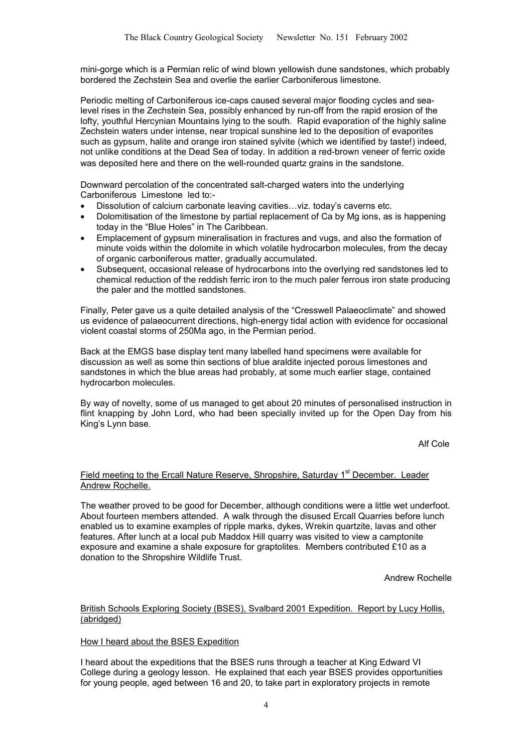mini-gorge which is a Permian relic of wind blown yellowish dune sandstones, which probably bordered the Zechstein Sea and overlie the earlier Carboniferous limestone.

Periodic melting of Carboniferous ice-caps caused several major flooding cycles and sea-level rises in the Zechstein Sea, possibly enhanced by run-off from the rapid erosion of the lofty, youthful Hercynian Mountains lying to the south. Rapid evaporation of the highly saline Zechstein waters under intense, near tropical sunshine led to the deposition of evaporites such as gypsum, halite and orange iron stained sylvite (which we identified by taste!) indeed, not unlike conditions at the Dead Sea of today. In addition a red-brown veneer of ferric oxide was deposited here and there on the well-rounded quartz grains in the sandstone.

Downward percolation of the concentrated salt-charged waters into the underlying Carboniferous Limestone led to:-

- Dissolution of calcium carbonate leaving cavities…viz. today's caverns etc.
- Dolomitisation of the limestone by partial replacement of Ca by Mg ions, as is happening today in the "Blue Holes" in The Caribbean.
- Emplacement of gypsum mineralisation in fractures and vugs, and also the formation of minute voids within the dolomite in which volatile hydrocarbon molecules, from the decay of organic carboniferous matter, gradually accumulated.
- Subsequent, occasional release of hydrocarbons into the overlying red sandstones led to chemical reduction of the reddish ferric iron to the much paler ferrous iron state producing the paler and the mottled sandstones.

Finally, Peter gave us a quite detailed analysis of the "Cresswell Palaeoclimate" and showed us evidence of palaeocurrent directions, high-energy tidal action with evidence for occasional violent coastal storms of 250Ma ago, in the Permian period.

Back at the EMGS base display tent many labelled hand specimens were available for discussion as well as some thin sections of blue araldite injected porous limestones and sandstones in which the blue areas had probably, at some much earlier stage, contained hydrocarbon molecules.

By way of novelty, some of us managed to get about 20 minutes of personalised instruction in flint knapping by John Lord, who had been specially invited up for the Open Day from his King's Lynn base.

Alf Cole

## Field meeting to the Ercall Nature Reserve, Shropshire, Saturday 1st December. Leader Andrew Rochelle.

The weather proved to be good for December, although conditions were a little wet underfoot. About fourteen members attended. A walk through the disused Ercall Quarries before lunch enabled us to examine examples of ripple marks, dykes, Wrekin quartzite, lavas and other features. After lunch at a local pub Maddox Hill quarry was visited to view a camptonite exposure and examine a shale exposure for graptolites. Members contributed £10 as a donation to the Shropshire Wildlife Trust.

Andrew Rochelle

## British Schools Exploring Society (BSES), Svalbard 2001 Expedition. Report by Lucy Hollis, (abridged)

### How I heard about the BSES Expedition

I heard about the expeditions that the BSES runs through a teacher at King Edward VI College during a geology lesson. He explained that each year BSES provides opportunities for young people, aged between 16 and 20, to take part in exploratory projects in remote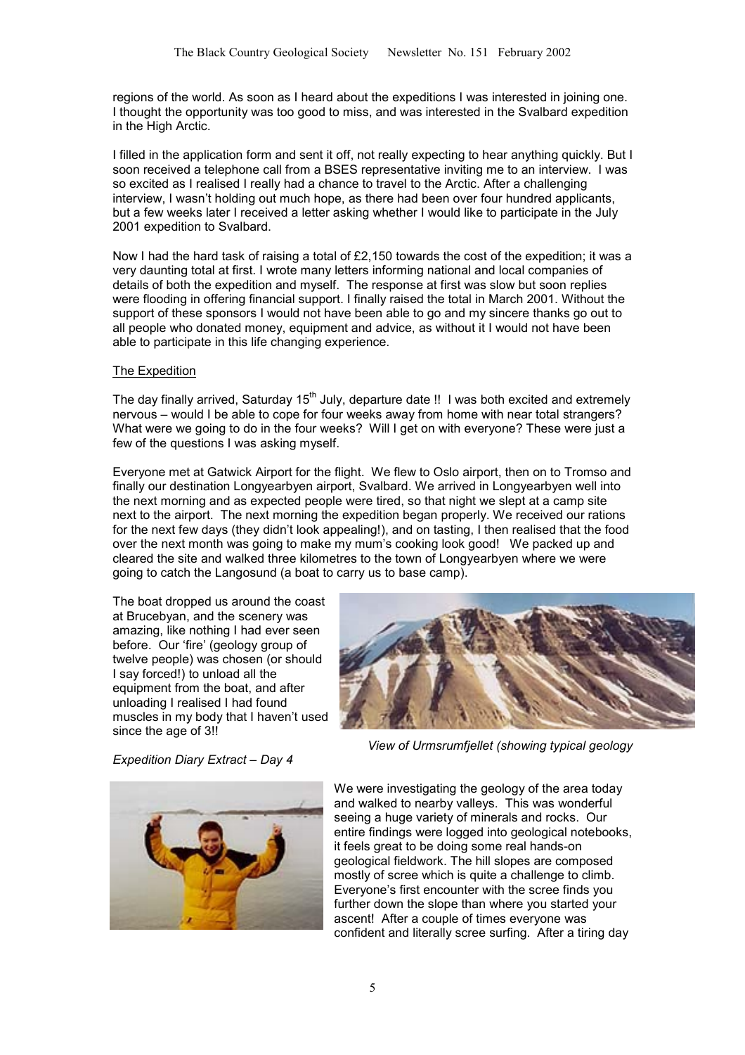regions of the world. As soon as I heard about the expeditions I was interested in joining one. I thought the opportunity was too good to miss, and was interested in the Svalbard expedition in the High Arctic.

I filled in the application form and sent it off, not really expecting to hear anything quickly. But I soon received a telephone call from a BSES representative inviting me to an interview. I was so excited as I realised I really had a chance to travel to the Arctic. After a challenging interview, I wasn't holding out much hope, as there had been over four hundred applicants, but a few weeks later I received a letter asking whether I would like to participate in the July 2001 expedition to Svalbard.

Now I had the hard task of raising a total of £2,150 towards the cost of the expedition; it was a very daunting total at first. I wrote many letters informing national and local companies of details of both the expedition and myself. The response at first was slow but soon replies were flooding in offering financial support. I finally raised the total in March 2001. Without the support of these sponsors I would not have been able to go and my sincere thanks go out to all people who donated money, equipment and advice, as without it I would not have been able to participate in this life changing experience.

## The Expedition

The day finally arrived, Saturday 15th July, departure date !! I was both excited and extremely nervous – would I be able to cope for four weeks away from home with near total strangers? What were we going to do in the four weeks? Will I get on with everyone? These were just a few of the questions I was asking myself.

Everyone met at Gatwick Airport for the flight. We flew to Oslo airport, then on to Tromso and finally our destination Longyearbyen airport, Svalbard. We arrived in Longyearbyen well into the next morning and as expected people were tired, so that night we slept at a camp site next to the airport. The next morning the expedition began properly. We received our rations for the next few days (they didn't look appealing!), and on tasting, I then realised that the food over the next month was going to make my mum's cooking look good! We packed up and cleared the site and walked three kilometres to the town of Longyearbyen where we were going to catch the Langosund (a boat to carry us to base camp).

The boat dropped us around the coast at Brucebyan, and the scenery was amazing, like nothing I had ever seen before. Our 'fire' (geology group of twelve people) was chosen (or should I say forced!) to unload all the equipment from the boat, and after unloading I realised I had found muscles in my body that I haven't used since the age of 3!!

*View of Urmsrumfjellet (showing typical geology*

*Expedition Diary Extract – Day 4*

We were investigating the geology of the area today and walked to nearby valleys. This was wonderful seeing a huge variety of minerals and rocks. Our entire findings were logged into geological notebooks, it feels great to be doing some real hands-on geological fieldwork. The hill slopes are composed mostly of scree which is quite a challenge to climb. Everyone's first encounter with the scree finds you further down the slope than where you started your ascent! After a couple of times everyone was confident and literally scree surfing. After a tiring day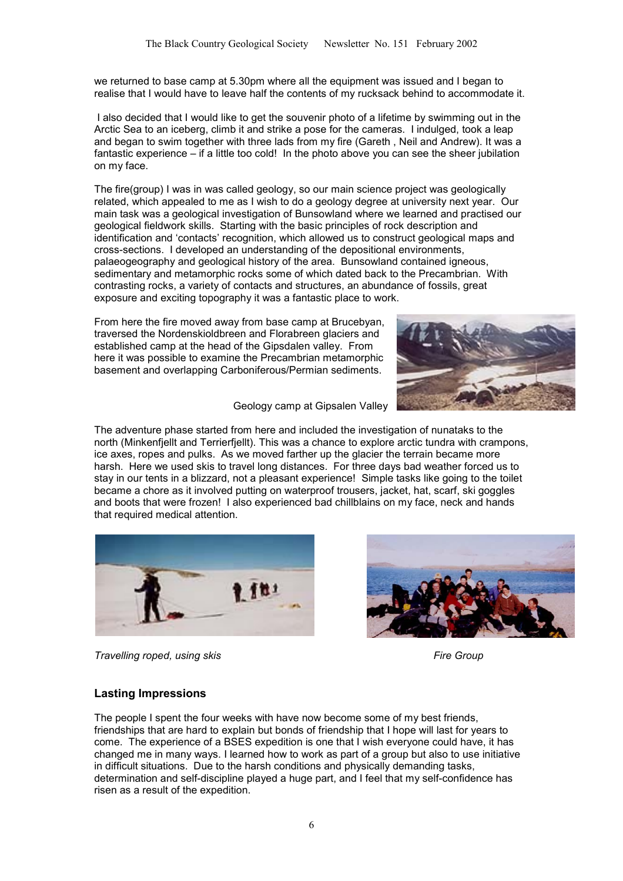we returned to base camp at 5.30pm where all the equipment was issued and I began to realise that I would have to leave half the contents of my rucksack behind to accommodate it.

I also decided that I would like to get the souvenir photo of a lifetime by swimming out in the Arctic Sea to an iceberg, climb it and strike a pose for the cameras. I indulged, took a leap and began to swim together with three lads from my fire (Gareth , Neil and Andrew). It was a fantastic experience – if a little too cold! In the photo above you can see the sheer jubilation on my face.

The fire(group) I was in was called geology, so our main science project was geologically related, which appealed to me as I wish to do a geology degree at university next year. Our main task was a geological investigation of Bunsowland where we learned and practised our geological fieldwork skills. Starting with the basic principles of rock description and identification and 'contacts' recognition, which allowed us to construct geological maps and cross-sections. I developed an understanding of the depositional environments, palaeogeography and geological history of the area. Bunsowland contained igneous, sedimentary and metamorphic rocks some of which dated back to the Precambrian. With contrasting rocks, a variety of contacts and structures, an abundance of fossils, great exposure and exciting topography it was a fantastic place to work.

From here the fire moved away from base camp at Brucebyan, traversed the Nordenskioldbreen and Florabreen glaciers and established camp at the head of the Gipsdalen valley. From here it was possible to examine the Precambrian metamorphic basement and overlapping Carboniferous/Permian sediments.

Geology camp at Gipsalen Valley

The adventure phase started from here and included the investigation of nunataks to the north (Minkenfjellt and Terrierfjellt). This was a chance to explore arctic tundra with crampons, ice axes, ropes and pulks. As we moved farther up the glacier the terrain became more harsh. Here we used skis to travel long distances. For three days bad weather forced us to stay in our tents in a blizzard, not a pleasant experience! Simple tasks like going to the toilet became a chore as it involved putting on waterproof trousers, jacket, hat, scarf, ski goggles and boots that were frozen! I also experienced bad chillblains on my face, neck and hands that required medical attention.

*Travelling roped, using skis*

*Fire Group*

### Lasting Impressions

The people I spent the four weeks with have now become some of my best friends, friendships that are hard to explain but bonds of friendship that I hope will last for years to come. The experience of a BSES expedition is one that I wish everyone could have, it has changed me in many ways. I learned how to work as part of a group but also to use initiative in difficult situations. Due to the harsh conditions and physically demanding tasks, determination and self-discipline played a huge part, and I feel that my self-confidence has risen as a result of the expedition.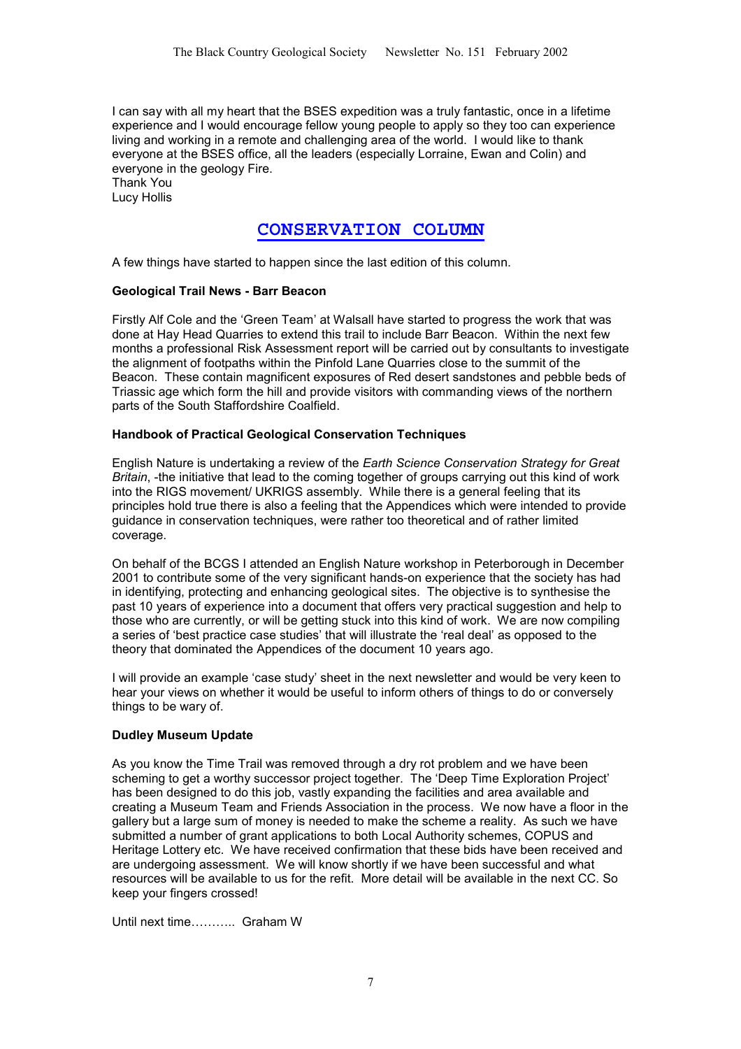I can say with all my heart that the BSES expedition was a truly fantastic, once in a lifetime experience and I would encourage fellow young people to apply so they too can experience living and working in a remote and challenging area of the world. I would like to thank everyone at the BSES office, all the leaders (especially Lorraine, Ewan and Colin) and everyone in the geology Fire.
Thank You
Lucy Hollis

## CONSERVATION COLUMN

A few things have started to happen since the last edition of this column.

**Geological Trail News - Barr Beacon**

Firstly Alf Cole and the 'Green Team' at Walsall have started to progress the work that was done at Hay Head Quarries to extend this trail to include Barr Beacon. Within the next few months a professional Risk Assessment report will be carried out by consultants to investigate the alignment of footpaths within the Pinfold Lane Quarries close to the summit of the Beacon. These contain magnificent exposures of Red desert sandstones and pebble beds of Triassic age which form the hill and provide visitors with commanding views of the northern parts of the South Staffordshire Coalfield.

**Handbook of Practical Geological Conservation Techniques**

English Nature is undertaking a review of the *Earth Science Conservation Strategy for Great Britain*, -the initiative that lead to the coming together of groups carrying out this kind of work into the RIGS movement/ UKRIGS assembly. While there is a general feeling that its principles hold true there is also a feeling that the Appendices which were intended to provide guidance in conservation techniques, were rather too theoretical and of rather limited coverage.

On behalf of the BCGS I attended an English Nature workshop in Peterborough in December 2001 to contribute some of the very significant hands-on experience that the society has had in identifying, protecting and enhancing geological sites. The objective is to synthesise the past 10 years of experience into a document that offers very practical suggestion and help to those who are currently, or will be getting stuck into this kind of work. We are now compiling a series of 'best practice case studies' that will illustrate the 'real deal' as opposed to the theory that dominated the Appendices of the document 10 years ago.

I will provide an example 'case study' sheet in the next newsletter and would be very keen to hear your views on whether it would be useful to inform others of things to do or conversely things to be wary of.

**Dudley Museum Update**

As you know the Time Trail was removed through a dry rot problem and we have been scheming to get a worthy successor project together. The 'Deep Time Exploration Project' has been designed to do this job, vastly expanding the facilities and area available and creating a Museum Team and Friends Association in the process. We now have a floor in the gallery but a large sum of money is needed to make the scheme a reality. As such we have submitted a number of grant applications to both Local Authority schemes, COPUS and Heritage Lottery etc. We have received confirmation that these bids have been received and are undergoing assessment. We will know shortly if we have been successful and what resources will be available to us for the refit. More detail will be available in the next CC. So keep your fingers crossed!

Until next time……….. Graham W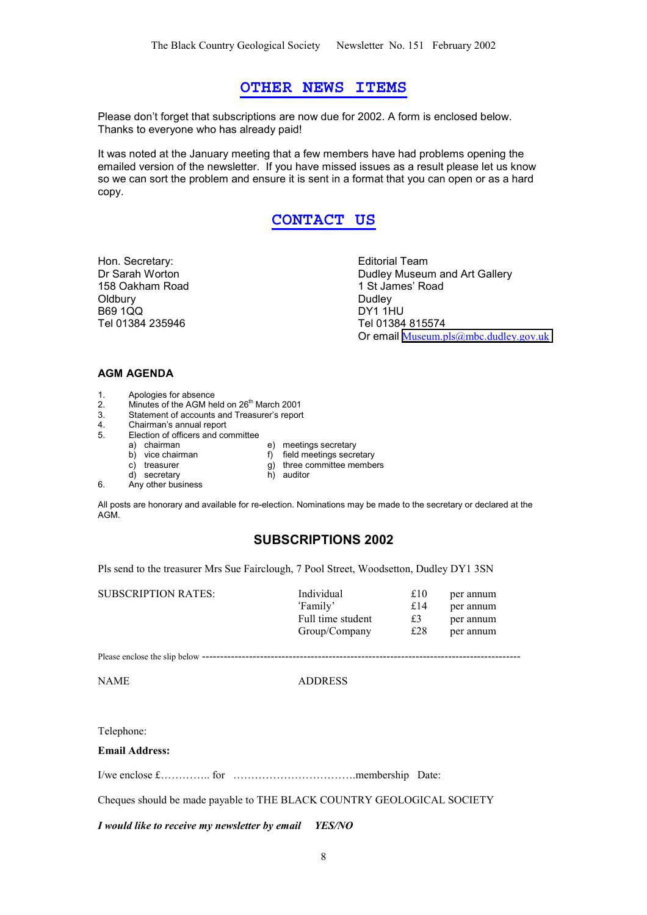## OTHER NEWS ITEMS

Please don't forget that subscriptions are now due for 2002. A form is enclosed below. Thanks to everyone who has already paid!

It was noted at the January meeting that a few members have had problems opening the emailed version of the newsletter. If you have missed issues as a result please let us know so we can sort the problem and ensure it is sent in a format that you can open or as a hard copy.

## CONTACT US

Hon. Secretary:
Dr Sarah Worton
158 Oakham Road
Oldbury
B69 1QQ
Tel 01384 235946

Editorial Team
Dudley Museum and Art Gallery
1 St James' Road
Dudley
DY1 1HU
Tel 01384 815574
Or email Museum.pls@mbc.dudley.gov.uk

### AGM AGENDA

1. Apologies for absence
2. Minutes of the AGM held on 26th March 2001
3. Statement of accounts and Treasurer's report
4. Chairman's annual report
5. Election of officers and committee
   - a) chairman
   - b) vice chairman
   - c) treasurer
   - d) secretary
   - e) meetings secretary
   - f) field meetings secretary
   - g) three committee members
   - h) auditor
6. Any other business

All posts are honorary and available for re-election. Nominations may be made to the secretary or declared at the AGM.

## SUBSCRIPTIONS 2002

Pls send to the treasurer Mrs Sue Fairclough, 7 Pool Street, Woodsetton, Dudley DY1 3SN

| | | | |
|---|---|---|---|
| SUBSCRIPTION RATES: | Individual | £10 | per annum |
| | 'Family' | £14 | per annum |
| | Full time student | £3 | per annum |
| | Group/Company | £28 | per annum |

Please enclose the slip below ---------------------------------------------------------------------------------------

NAME ADDRESS

Telephone:

**Email Address:**

I/we enclose £………….. for …………………………….membership Date:

Cheques should be made payable to THE BLACK COUNTRY GEOLOGICAL SOCIETY

***I would like to receive my newsletter by email YES/NO***